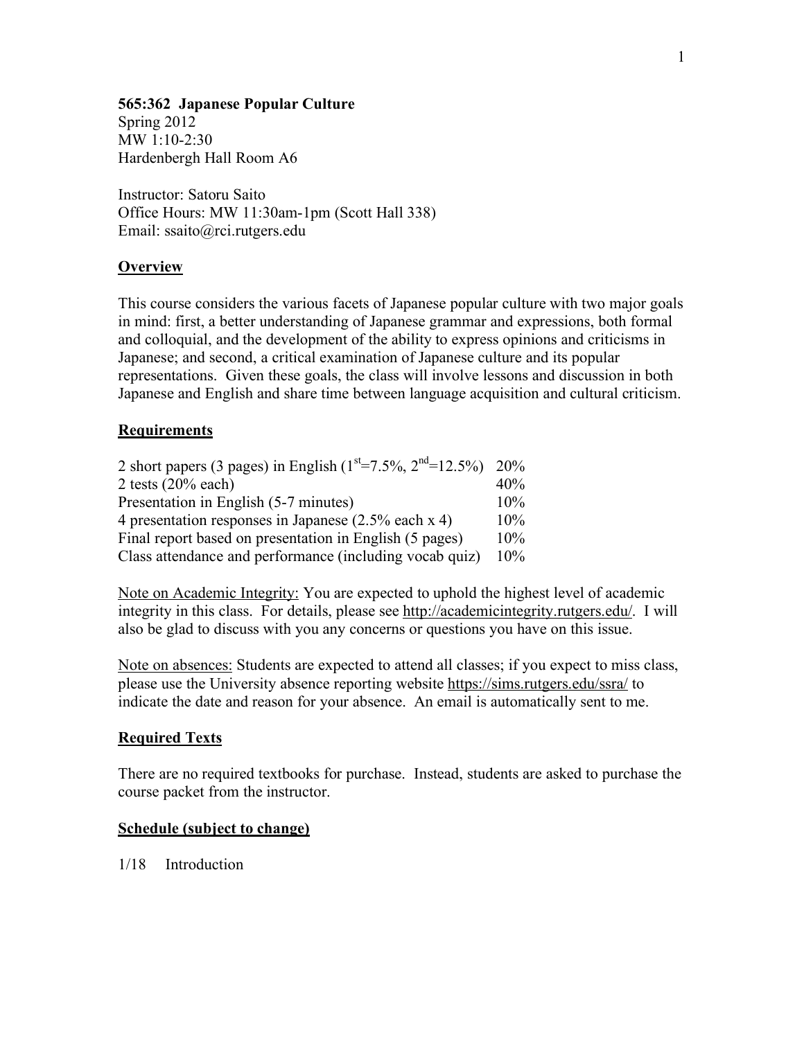**565:362 Japanese Popular Culture**
Spring 2012
MW 1:10-2:30
Hardenbergh Hall Room A6

Instructor: Satoru Saito
Office Hours: MW 11:30am-1pm (Scott Hall 338)
Email: ssaito@rci.rutgers.edu

## Overview

This course considers the various facets of Japanese popular culture with two major goals in mind: first, a better understanding of Japanese grammar and expressions, both formal and colloquial, and the development of the ability to express opinions and criticisms in Japanese; and second, a critical examination of Japanese culture and its popular representations. Given these goals, the class will involve lessons and discussion in both Japanese and English and share time between language acquisition and cultural criticism.

## Requirements

| | |
|---|---|
| 2 short papers (3 pages) in English (1st=7.5%, 2nd=12.5%) | 20% |
| 2 tests (20% each) | 40% |
| Presentation in English (5-7 minutes) | 10% |
| 4 presentation responses in Japanese (2.5% each x 4) | 10% |
| Final report based on presentation in English (5 pages) | 10% |
| Class attendance and performance (including vocab quiz) | 10% |

Note on Academic Integrity: You are expected to uphold the highest level of academic integrity in this class. For details, please see http://academicintegrity.rutgers.edu/. I will also be glad to discuss with you any concerns or questions you have on this issue.

Note on absences: Students are expected to attend all classes; if you expect to miss class, please use the University absence reporting website https://sims.rutgers.edu/ssra/ to indicate the date and reason for your absence. An email is automatically sent to me.

## Required Texts

There are no required textbooks for purchase. Instead, students are asked to purchase the course packet from the instructor.

## Schedule (subject to change)

1/18 Introduction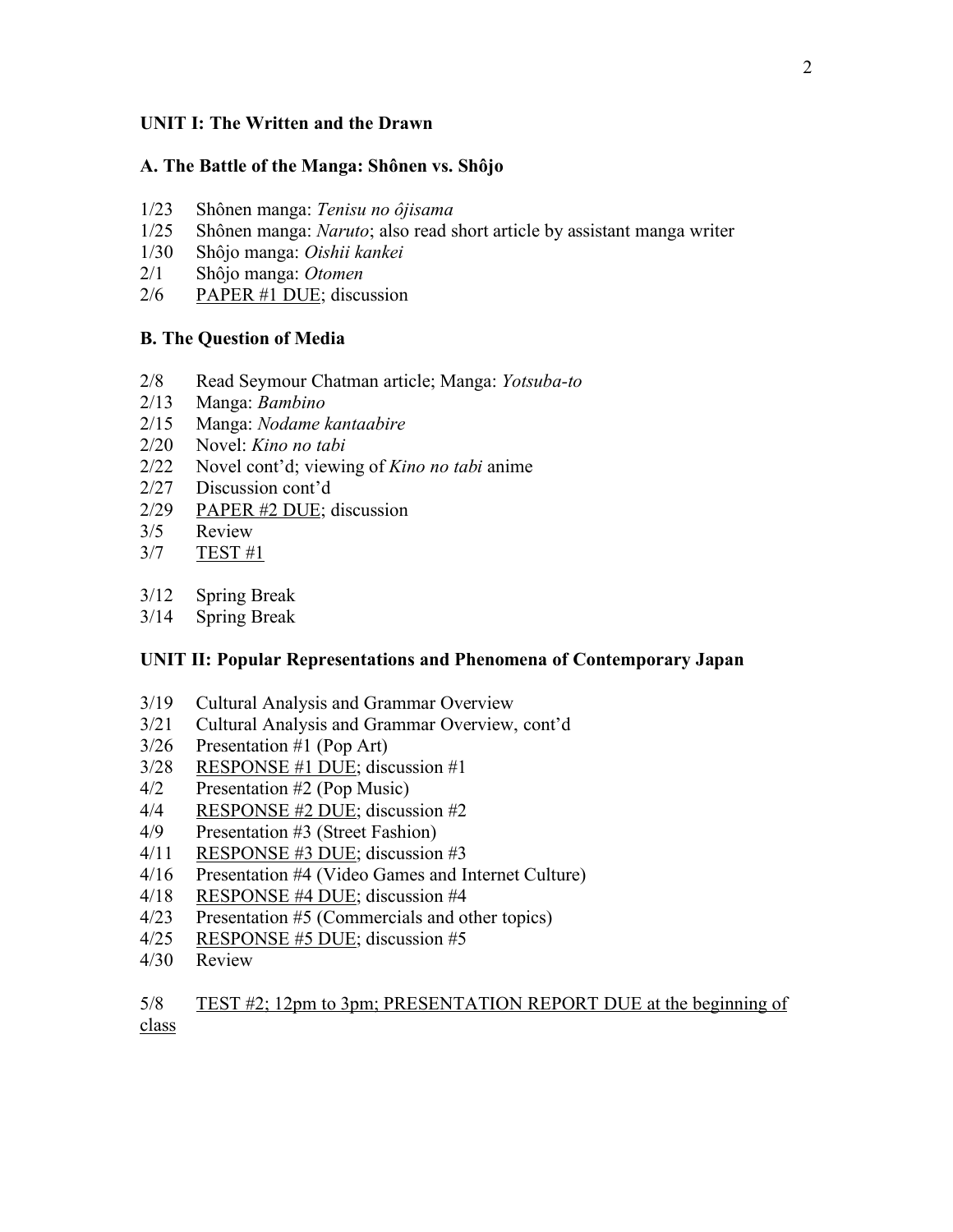## UNIT I: The Written and the Drawn

### A. The Battle of the Manga: Shônen vs. Shôjo

1/23 Shônen manga: *Tenisu no ôjisama*
1/25 Shônen manga: *Naruto*; also read short article by assistant manga writer
1/30 Shôjo manga: *Oishii kankei*
2/1 Shôjo manga: *Otomen*
2/6 <u>PAPER #1 DUE</u>; discussion

### B. The Question of Media

2/8 Read Seymour Chatman article; Manga: *Yotsuba-to*
2/13 Manga: *Bambino*
2/15 Manga: *Nodame kantaabire*
2/20 Novel: *Kino no tabi*
2/22 Novel cont'd; viewing of *Kino no tabi* anime
2/27 Discussion cont'd
2/29 <u>PAPER #2 DUE</u>; discussion
3/5 Review
3/7 <u>TEST #1</u>

3/12 Spring Break
3/14 Spring Break

## UNIT II: Popular Representations and Phenomena of Contemporary Japan

3/19 Cultural Analysis and Grammar Overview
3/21 Cultural Analysis and Grammar Overview, cont'd
3/26 Presentation #1 (Pop Art)
3/28 <u>RESPONSE #1 DUE</u>; discussion #1
4/2 Presentation #2 (Pop Music)
4/4 <u>RESPONSE #2 DUE</u>; discussion #2
4/9 Presentation #3 (Street Fashion)
4/11 <u>RESPONSE #3 DUE</u>; discussion #3
4/16 Presentation #4 (Video Games and Internet Culture)
4/18 <u>RESPONSE #4 DUE</u>; discussion #4
4/23 Presentation #5 (Commercials and other topics)
4/25 <u>RESPONSE #5 DUE</u>; discussion #5
4/30 Review

5/8 <u>TEST #2; 12pm to 3pm; PRESENTATION REPORT DUE at the beginning of class</u>